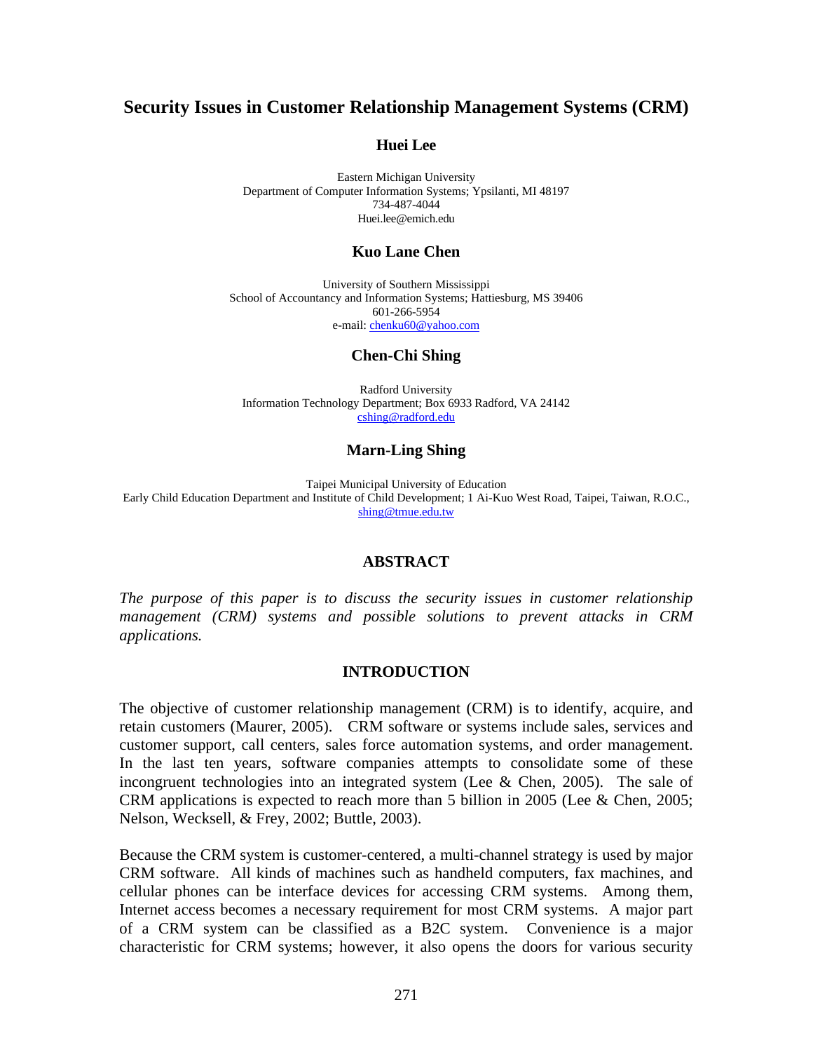# Security Issues in Customer Relationship Management Systems (CRM)

**Huei Lee**

Eastern Michigan University
Department of Computer Information Systems; Ypsilanti, MI 48197
734-487-4044
Huei.lee@emich.edu

**Kuo Lane Chen**

University of Southern Mississippi
School of Accountancy and Information Systems; Hattiesburg, MS 39406
601-266-5954
e-mail: chenku60@yahoo.com

**Chen-Chi Shing**

Radford University
Information Technology Department; Box 6933 Radford, VA 24142
cshing@radford.edu

**Marn-Ling Shing**

Taipei Municipal University of Education
Early Child Education Department and Institute of Child Development; 1 Ai-Kuo West Road, Taipei, Taiwan, R.O.C.,
shing@tmue.edu.tw

## ABSTRACT

*The purpose of this paper is to discuss the security issues in customer relationship management (CRM) systems and possible solutions to prevent attacks in CRM applications.*

## INTRODUCTION

The objective of customer relationship management (CRM) is to identify, acquire, and retain customers (Maurer, 2005). CRM software or systems include sales, services and customer support, call centers, sales force automation systems, and order management. In the last ten years, software companies attempts to consolidate some of these incongruent technologies into an integrated system (Lee & Chen, 2005). The sale of CRM applications is expected to reach more than 5 billion in 2005 (Lee & Chen, 2005; Nelson, Wecksell, & Frey, 2002; Buttle, 2003).

Because the CRM system is customer-centered, a multi-channel strategy is used by major CRM software. All kinds of machines such as handheld computers, fax machines, and cellular phones can be interface devices for accessing CRM systems. Among them, Internet access becomes a necessary requirement for most CRM systems. A major part of a CRM system can be classified as a B2C system. Convenience is a major characteristic for CRM systems; however, it also opens the doors for various security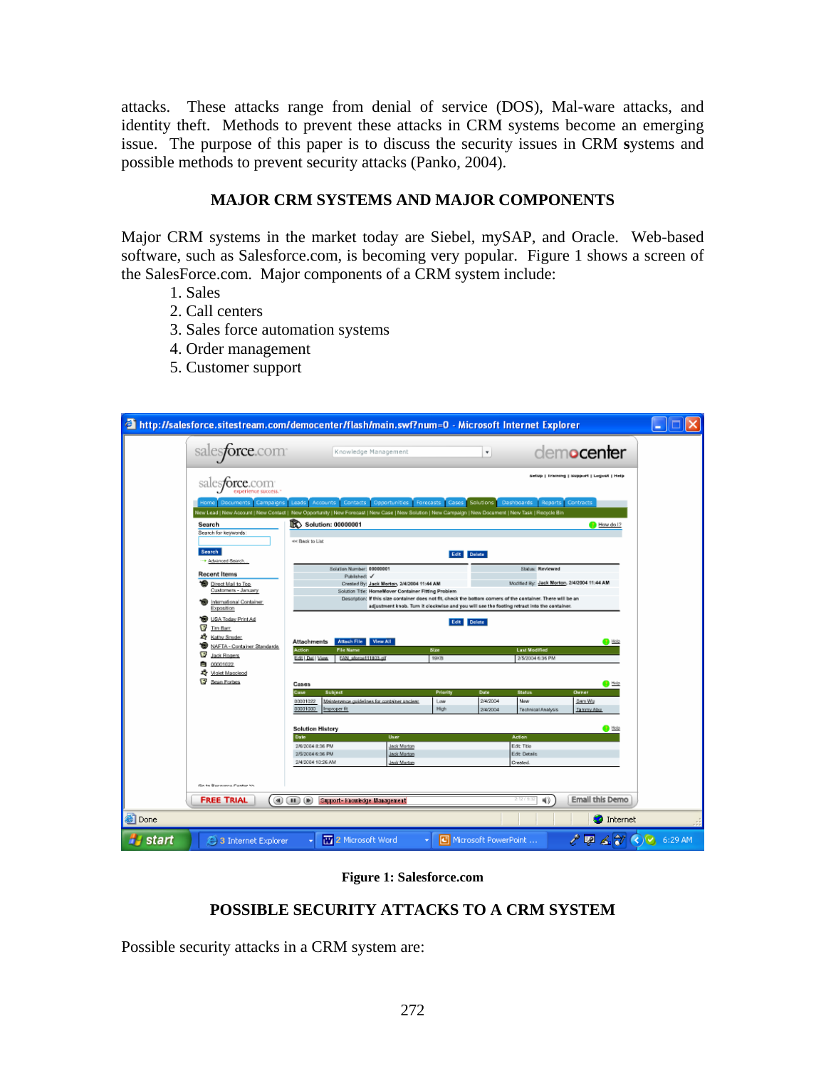attacks. These attacks range from denial of service (DOS), Mal-ware attacks, and identity theft. Methods to prevent these attacks in CRM systems become an emerging issue. The purpose of this paper is to discuss the security issues in CRM **s**ystems and possible methods to prevent security attacks (Panko, 2004).

## MAJOR CRM SYSTEMS AND MAJOR COMPONENTS

Major CRM systems in the market today are Siebel, mySAP, and Oracle. Web-based software, such as Salesforce.com, is becoming very popular. Figure 1 shows a screen of the SalesForce.com. Major components of a CRM system include:

1. Sales
2. Call centers
3. Sales force automation systems
4. Order management
5. Customer support

**Figure 1: Salesforce.com**

## POSSIBLE SECURITY ATTACKS TO A CRM SYSTEM

Possible security attacks in a CRM system are: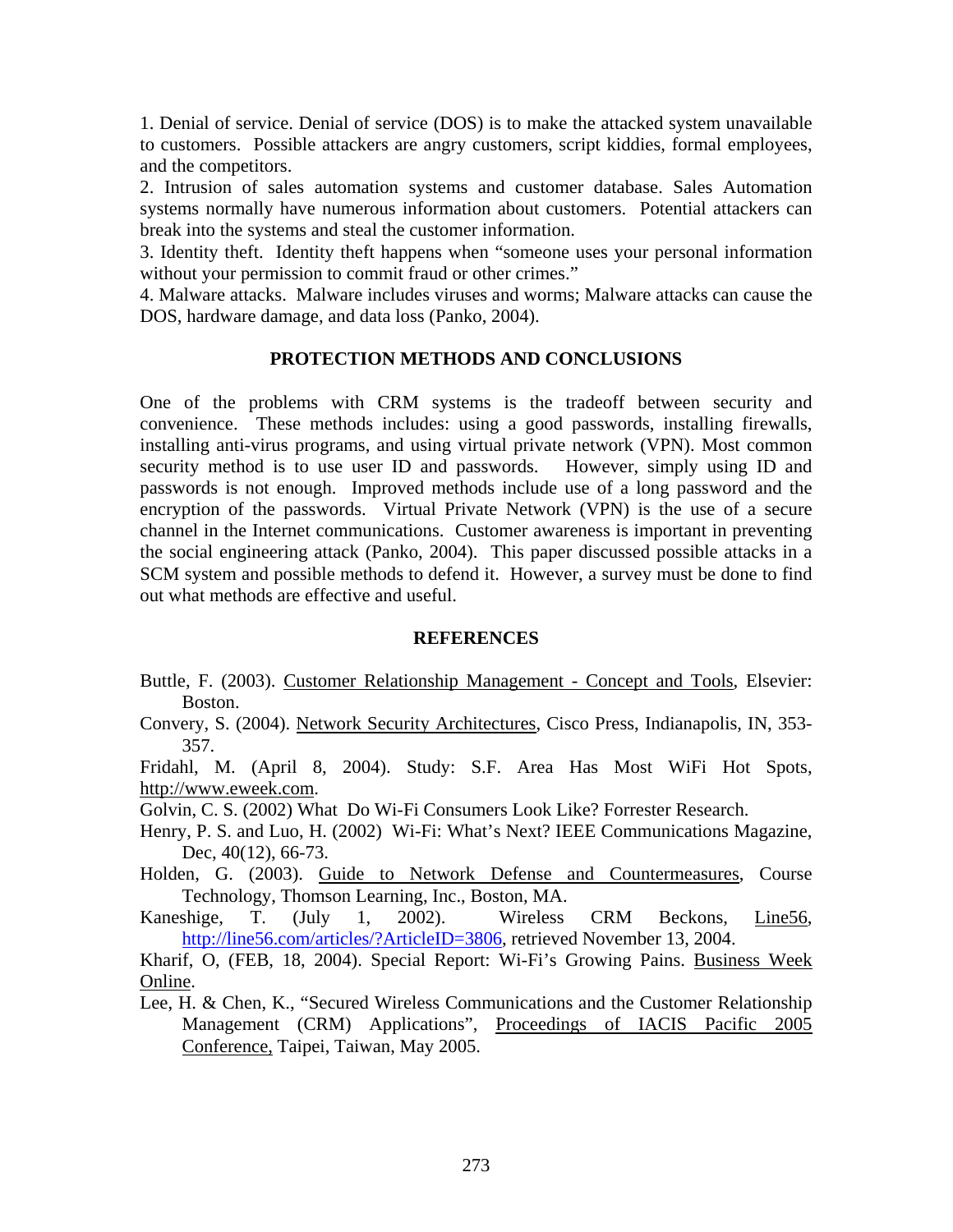1. Denial of service. Denial of service (DOS) is to make the attacked system unavailable to customers. Possible attackers are angry customers, script kiddies, formal employees, and the competitors.
2. Intrusion of sales automation systems and customer database. Sales Automation systems normally have numerous information about customers. Potential attackers can break into the systems and steal the customer information.
3. Identity theft. Identity theft happens when "someone uses your personal information without your permission to commit fraud or other crimes."
4. Malware attacks. Malware includes viruses and worms; Malware attacks can cause the DOS, hardware damage, and data loss (Panko, 2004).

## PROTECTION METHODS AND CONCLUSIONS

One of the problems with CRM systems is the tradeoff between security and convenience. These methods includes: using a good passwords, installing firewalls, installing anti-virus programs, and using virtual private network (VPN). Most common security method is to use user ID and passwords. However, simply using ID and passwords is not enough. Improved methods include use of a long password and the encryption of the passwords. Virtual Private Network (VPN) is the use of a secure channel in the Internet communications. Customer awareness is important in preventing the social engineering attack (Panko, 2004). This paper discussed possible attacks in a SCM system and possible methods to defend it. However, a survey must be done to find out what methods are effective and useful.

## REFERENCES

Buttle, F. (2003). Customer Relationship Management - Concept and Tools, Elsevier: Boston.

Convery, S. (2004). Network Security Architectures, Cisco Press, Indianapolis, IN, 353-357.

Fridahl, M. (April 8, 2004). Study: S.F. Area Has Most WiFi Hot Spots, http://www.eweek.com.

Golvin, C. S. (2002) What Do Wi-Fi Consumers Look Like? Forrester Research.

Henry, P. S. and Luo, H. (2002) Wi-Fi: What's Next? IEEE Communications Magazine, Dec, 40(12), 66-73.

Holden, G. (2003). Guide to Network Defense and Countermeasures, Course Technology, Thomson Learning, Inc., Boston, MA.

Kaneshige, T. (July 1, 2002). Wireless CRM Beckons, Line56, http://line56.com/articles/?ArticleID=3806, retrieved November 13, 2004.

Kharif, O, (FEB, 18, 2004). Special Report: Wi-Fi's Growing Pains. Business Week Online.

Lee, H. & Chen, K., "Secured Wireless Communications and the Customer Relationship Management (CRM) Applications", Proceedings of IACIS Pacific 2005 Conference, Taipei, Taiwan, May 2005.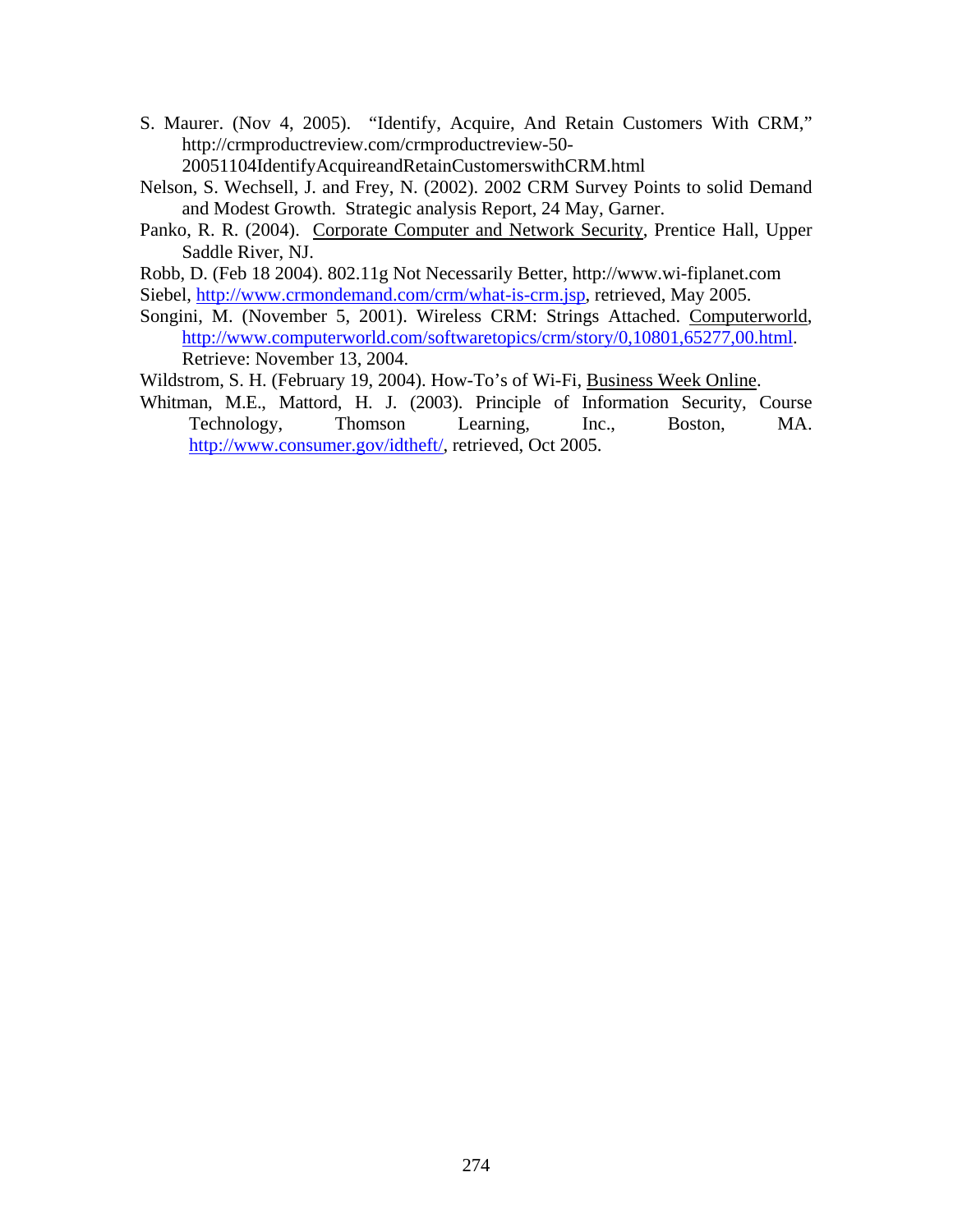S. Maurer. (Nov 4, 2005). "Identify, Acquire, And Retain Customers With CRM," http://crmproductreview.com/crmproductreview-50-20051104IdentifyAcquireandRetainCustomerswithCRM.html

Nelson, S. Wechsell, J. and Frey, N. (2002). 2002 CRM Survey Points to solid Demand and Modest Growth. Strategic analysis Report, 24 May, Garner.

Panko, R. R. (2004). Corporate Computer and Network Security, Prentice Hall, Upper Saddle River, NJ.

Robb, D. (Feb 18 2004). 802.11g Not Necessarily Better, http://www.wi-fiplanet.com

Siebel, http://www.crmondemand.com/crm/what-is-crm.jsp, retrieved, May 2005.

Songini, M. (November 5, 2001). Wireless CRM: Strings Attached. Computerworld, http://www.computerworld.com/softwaretopics/crm/story/0,10801,65277,00.html. Retrieve: November 13, 2004.

Wildstrom, S. H. (February 19, 2004). How-To's of Wi-Fi, Business Week Online.

Whitman, M.E., Mattord, H. J. (2003). Principle of Information Security, Course Technology, Thomson Learning, Inc., Boston, MA. http://www.consumer.gov/idtheft/, retrieved, Oct 2005.